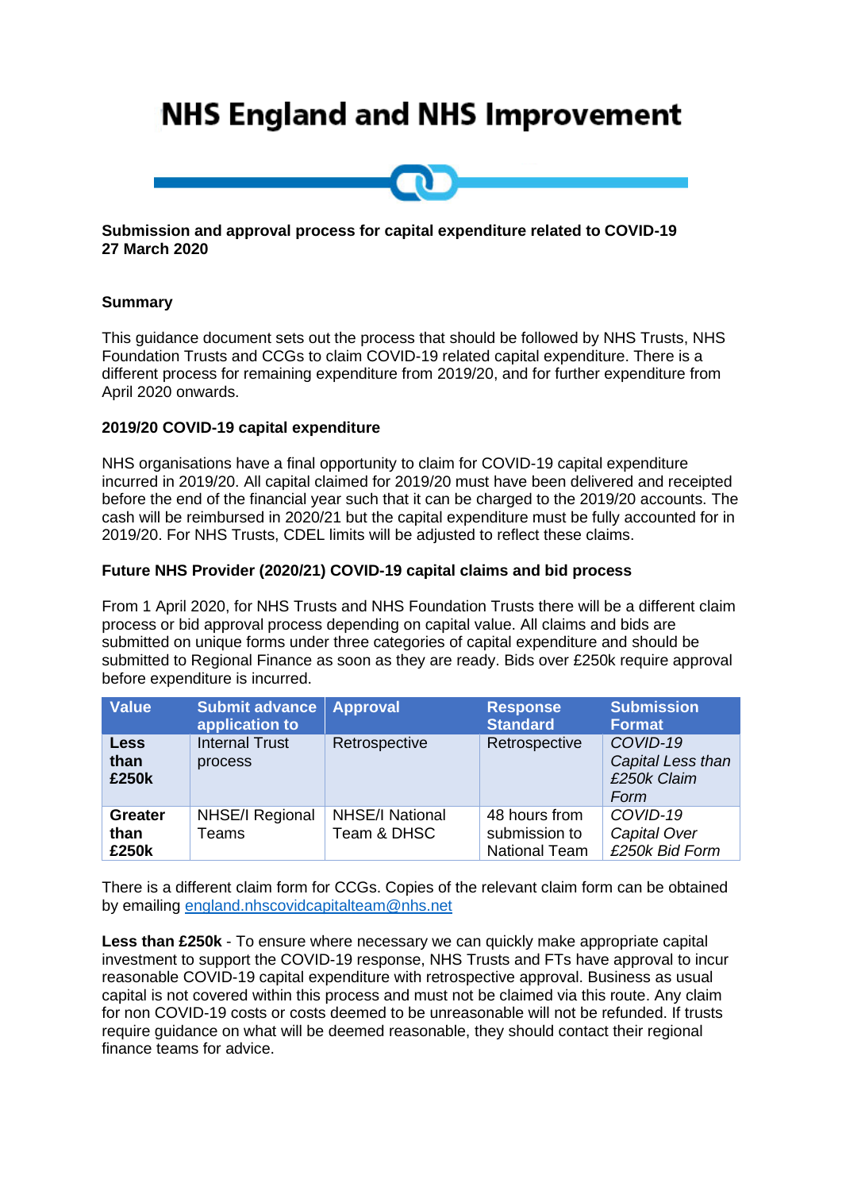# NHS England and NHS Improvement

**Submission and approval process for capital expenditure related to COVID-19**
**27 March 2020**

## Summary

This guidance document sets out the process that should be followed by NHS Trusts, NHS Foundation Trusts and CCGs to claim COVID-19 related capital expenditure. There is a different process for remaining expenditure from 2019/20, and for further expenditure from April 2020 onwards.

### 2019/20 COVID-19 capital expenditure

NHS organisations have a final opportunity to claim for COVID-19 capital expenditure incurred in 2019/20. All capital claimed for 2019/20 must have been delivered and receipted before the end of the financial year such that it can be charged to the 2019/20 accounts. The cash will be reimbursed in 2020/21 but the capital expenditure must be fully accounted for in 2019/20. For NHS Trusts, CDEL limits will be adjusted to reflect these claims.

### Future NHS Provider (2020/21) COVID-19 capital claims and bid process

From 1 April 2020, for NHS Trusts and NHS Foundation Trusts there will be a different claim process or bid approval process depending on capital value. All claims and bids are submitted on unique forms under three categories of capital expenditure and should be submitted to Regional Finance as soon as they are ready. Bids over £250k require approval before expenditure is incurred.

| Value | Submit advance application to | Approval | Response Standard | Submission Format |
|---|---|---|---|---|
| **Less than £250k** | Internal Trust process | Retrospective | Retrospective | *COVID-19 Capital Less than £250k Claim Form* |
| **Greater than £250k** | NHSE/I Regional Teams | NHSE/I National Team & DHSC | 48 hours from submission to National Team | *COVID-19 Capital Over £250k Bid Form* |

There is a different claim form for CCGs. Copies of the relevant claim form can be obtained by emailing england.nhscovidcapitalteam@nhs.net

**Less than £250k** - To ensure where necessary we can quickly make appropriate capital investment to support the COVID-19 response, NHS Trusts and FTs have approval to incur reasonable COVID-19 capital expenditure with retrospective approval. Business as usual capital is not covered within this process and must not be claimed via this route. Any claim for non COVID-19 costs or costs deemed to be unreasonable will not be refunded. If trusts require guidance on what will be deemed reasonable, they should contact their regional finance teams for advice.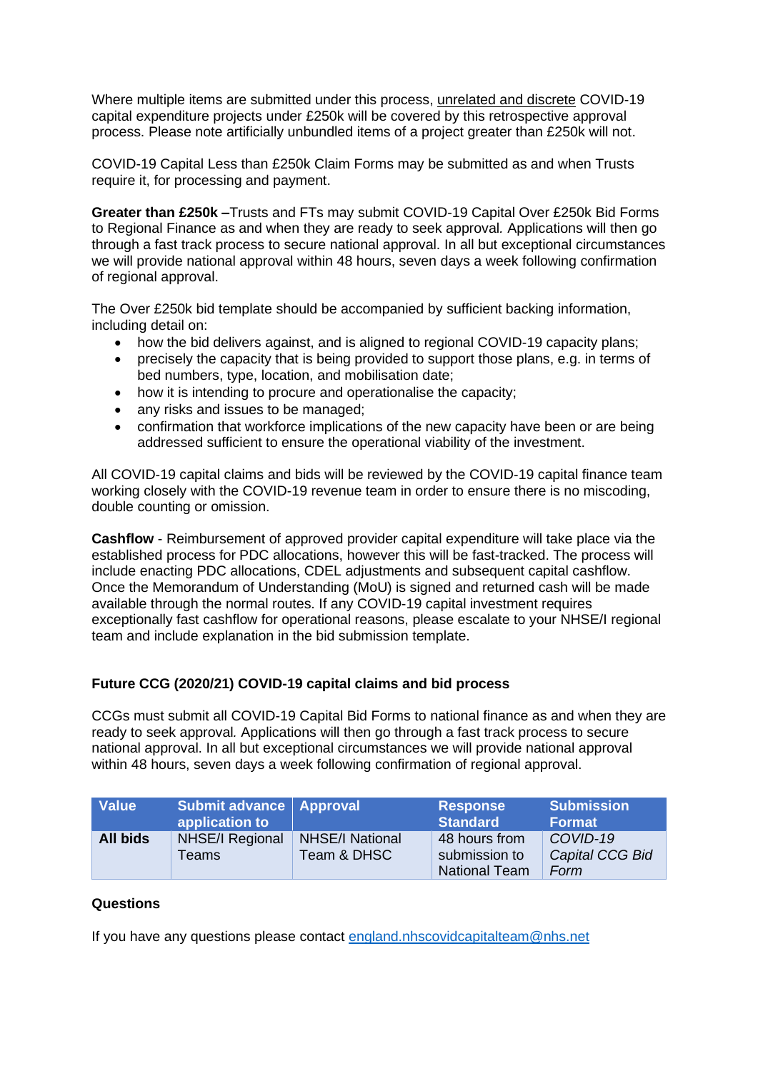Where multiple items are submitted under this process, unrelated and discrete COVID-19 capital expenditure projects under £250k will be covered by this retrospective approval process. Please note artificially unbundled items of a project greater than £250k will not.

COVID-19 Capital Less than £250k Claim Forms may be submitted as and when Trusts require it, for processing and payment.

**Greater than £250k –**Trusts and FTs may submit COVID-19 Capital Over £250k Bid Forms to Regional Finance as and when they are ready to seek approval. Applications will then go through a fast track process to secure national approval. In all but exceptional circumstances we will provide national approval within 48 hours, seven days a week following confirmation of regional approval.

The Over £250k bid template should be accompanied by sufficient backing information, including detail on:

- how the bid delivers against, and is aligned to regional COVID-19 capacity plans;
- precisely the capacity that is being provided to support those plans, e.g. in terms of bed numbers, type, location, and mobilisation date;
- how it is intending to procure and operationalise the capacity;
- any risks and issues to be managed;
- confirmation that workforce implications of the new capacity have been or are being addressed sufficient to ensure the operational viability of the investment.

All COVID-19 capital claims and bids will be reviewed by the COVID-19 capital finance team working closely with the COVID-19 revenue team in order to ensure there is no miscoding, double counting or omission.

**Cashflow** - Reimbursement of approved provider capital expenditure will take place via the established process for PDC allocations, however this will be fast-tracked. The process will include enacting PDC allocations, CDEL adjustments and subsequent capital cashflow. Once the Memorandum of Understanding (MoU) is signed and returned cash will be made available through the normal routes. If any COVID-19 capital investment requires exceptionally fast cashflow for operational reasons, please escalate to your NHSE/I regional team and include explanation in the bid submission template.

**Future CCG (2020/21) COVID-19 capital claims and bid process**

CCGs must submit all COVID-19 Capital Bid Forms to national finance as and when they are ready to seek approval. Applications will then go through a fast track process to secure national approval. In all but exceptional circumstances we will provide national approval within 48 hours, seven days a week following confirmation of regional approval.

| Value | Submit advance application to | Approval | Response Standard | Submission Format |
|---|---|---|---|---|
| **All bids** | NHSE/I Regional Teams | NHSE/I National Team & DHSC | 48 hours from submission to National Team | *COVID-19 Capital CCG Bid Form* |

**Questions**

If you have any questions please contact england.nhscovidcapitalteam@nhs.net